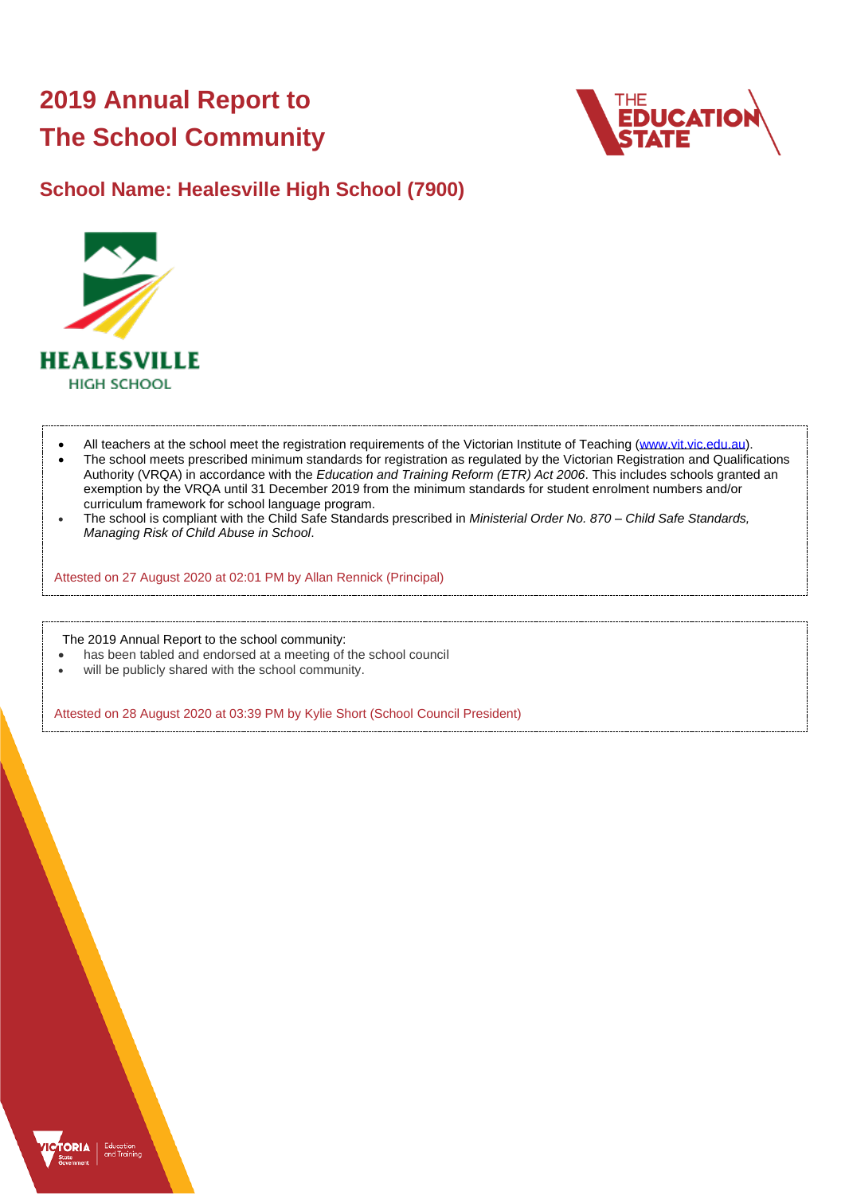# 2019 Annual Report to The School Community

## School Name: Healesville High School (7900)

- All teachers at the school meet the registration requirements of the Victorian Institute of Teaching (www.vit.vic.edu.au).
- The school meets prescribed minimum standards for registration as regulated by the Victorian Registration and Qualifications Authority (VRQA) in accordance with the *Education and Training Reform (ETR) Act 2006*. This includes schools granted an exemption by the VRQA until 31 December 2019 from the minimum standards for student enrolment numbers and/or curriculum framework for school language program.
- The school is compliant with the Child Safe Standards prescribed in *Ministerial Order No. 870 – Child Safe Standards, Managing Risk of Child Abuse in School*.

Attested on 27 August 2020 at 02:01 PM by Allan Rennick (Principal)

The 2019 Annual Report to the school community:

- has been tabled and endorsed at a meeting of the school council
- will be publicly shared with the school community.

Attested on 28 August 2020 at 03:39 PM by Kylie Short (School Council President)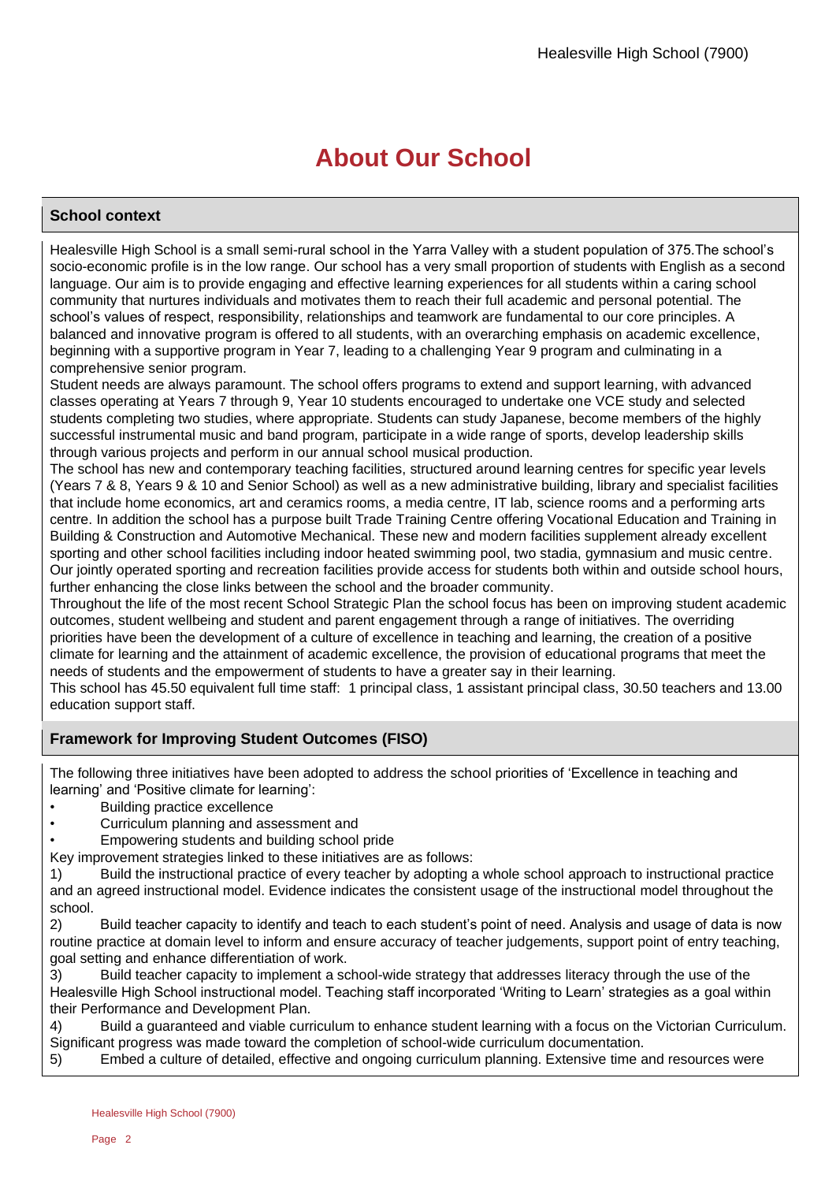# About Our School

## School context

Healesville High School is a small semi-rural school in the Yarra Valley with a student population of 375.The school's socio-economic profile is in the low range. Our school has a very small proportion of students with English as a second language. Our aim is to provide engaging and effective learning experiences for all students within a caring school community that nurtures individuals and motivates them to reach their full academic and personal potential. The school's values of respect, responsibility, relationships and teamwork are fundamental to our core principles. A balanced and innovative program is offered to all students, with an overarching emphasis on academic excellence, beginning with a supportive program in Year 7, leading to a challenging Year 9 program and culminating in a comprehensive senior program.

Student needs are always paramount. The school offers programs to extend and support learning, with advanced classes operating at Years 7 through 9, Year 10 students encouraged to undertake one VCE study and selected students completing two studies, where appropriate. Students can study Japanese, become members of the highly successful instrumental music and band program, participate in a wide range of sports, develop leadership skills through various projects and perform in our annual school musical production.

The school has new and contemporary teaching facilities, structured around learning centres for specific year levels (Years 7 & 8, Years 9 & 10 and Senior School) as well as a new administrative building, library and specialist facilities that include home economics, art and ceramics rooms, a media centre, IT lab, science rooms and a performing arts centre. In addition the school has a purpose built Trade Training Centre offering Vocational Education and Training in Building & Construction and Automotive Mechanical. These new and modern facilities supplement already excellent sporting and other school facilities including indoor heated swimming pool, two stadia, gymnasium and music centre. Our jointly operated sporting and recreation facilities provide access for students both within and outside school hours, further enhancing the close links between the school and the broader community.

Throughout the life of the most recent School Strategic Plan the school focus has been on improving student academic outcomes, student wellbeing and student and parent engagement through a range of initiatives. The overriding priorities have been the development of a culture of excellence in teaching and learning, the creation of a positive climate for learning and the attainment of academic excellence, the provision of educational programs that meet the needs of students and the empowerment of students to have a greater say in their learning.

This school has 45.50 equivalent full time staff: 1 principal class, 1 assistant principal class, 30.50 teachers and 13.00 education support staff.

## Framework for Improving Student Outcomes (FISO)

The following three initiatives have been adopted to address the school priorities of 'Excellence in teaching and learning' and 'Positive climate for learning':

- Building practice excellence
- Curriculum planning and assessment and
- Empowering students and building school pride

Key improvement strategies linked to these initiatives are as follows:

1) Build the instructional practice of every teacher by adopting a whole school approach to instructional practice and an agreed instructional model. Evidence indicates the consistent usage of the instructional model throughout the school.

2) Build teacher capacity to identify and teach to each student's point of need. Analysis and usage of data is now routine practice at domain level to inform and ensure accuracy of teacher judgements, support point of entry teaching, goal setting and enhance differentiation of work.

3) Build teacher capacity to implement a school-wide strategy that addresses literacy through the use of the Healesville High School instructional model. Teaching staff incorporated 'Writing to Learn' strategies as a goal within their Performance and Development Plan.

4) Build a guaranteed and viable curriculum to enhance student learning with a focus on the Victorian Curriculum. Significant progress was made toward the completion of school-wide curriculum documentation.

5) Embed a culture of detailed, effective and ongoing curriculum planning. Extensive time and resources were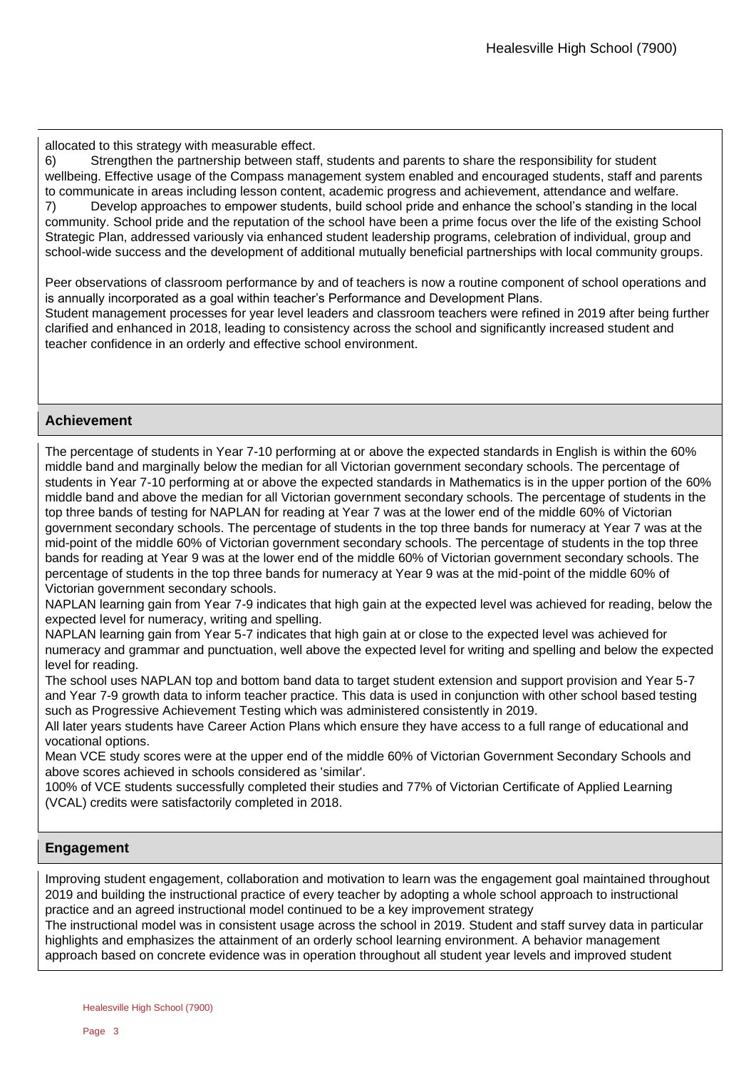allocated to this strategy with measurable effect.

6) Strengthen the partnership between staff, students and parents to share the responsibility for student wellbeing. Effective usage of the Compass management system enabled and encouraged students, staff and parents to communicate in areas including lesson content, academic progress and achievement, attendance and welfare.

7) Develop approaches to empower students, build school pride and enhance the school's standing in the local community. School pride and the reputation of the school have been a prime focus over the life of the existing School Strategic Plan, addressed variously via enhanced student leadership programs, celebration of individual, group and school-wide success and the development of additional mutually beneficial partnerships with local community groups.

Peer observations of classroom performance by and of teachers is now a routine component of school operations and is annually incorporated as a goal within teacher's Performance and Development Plans.

Student management processes for year level leaders and classroom teachers were refined in 2019 after being further clarified and enhanced in 2018, leading to consistency across the school and significantly increased student and teacher confidence in an orderly and effective school environment.

## Achievement

The percentage of students in Year 7-10 performing at or above the expected standards in English is within the 60% middle band and marginally below the median for all Victorian government secondary schools. The percentage of students in Year 7-10 performing at or above the expected standards in Mathematics is in the upper portion of the 60% middle band and above the median for all Victorian government secondary schools. The percentage of students in the top three bands of testing for NAPLAN for reading at Year 7 was at the lower end of the middle 60% of Victorian government secondary schools. The percentage of students in the top three bands for numeracy at Year 7 was at the mid-point of the middle 60% of Victorian government secondary schools. The percentage of students in the top three bands for reading at Year 9 was at the lower end of the middle 60% of Victorian government secondary schools. The percentage of students in the top three bands for numeracy at Year 9 was at the mid-point of the middle 60% of Victorian government secondary schools.

NAPLAN learning gain from Year 7-9 indicates that high gain at the expected level was achieved for reading, below the expected level for numeracy, writing and spelling.

NAPLAN learning gain from Year 5-7 indicates that high gain at or close to the expected level was achieved for numeracy and grammar and punctuation, well above the expected level for writing and spelling and below the expected level for reading.

The school uses NAPLAN top and bottom band data to target student extension and support provision and Year 5-7 and Year 7-9 growth data to inform teacher practice. This data is used in conjunction with other school based testing such as Progressive Achievement Testing which was administered consistently in 2019.

All later years students have Career Action Plans which ensure they have access to a full range of educational and vocational options.

Mean VCE study scores were at the upper end of the middle 60% of Victorian Government Secondary Schools and above scores achieved in schools considered as 'similar'.

100% of VCE students successfully completed their studies and 77% of Victorian Certificate of Applied Learning (VCAL) credits were satisfactorily completed in 2018.

## Engagement

Improving student engagement, collaboration and motivation to learn was the engagement goal maintained throughout 2019 and building the instructional practice of every teacher by adopting a whole school approach to instructional practice and an agreed instructional model continued to be a key improvement strategy

The instructional model was in consistent usage across the school in 2019. Student and staff survey data in particular highlights and emphasizes the attainment of an orderly school learning environment. A behavior management approach based on concrete evidence was in operation throughout all student year levels and improved student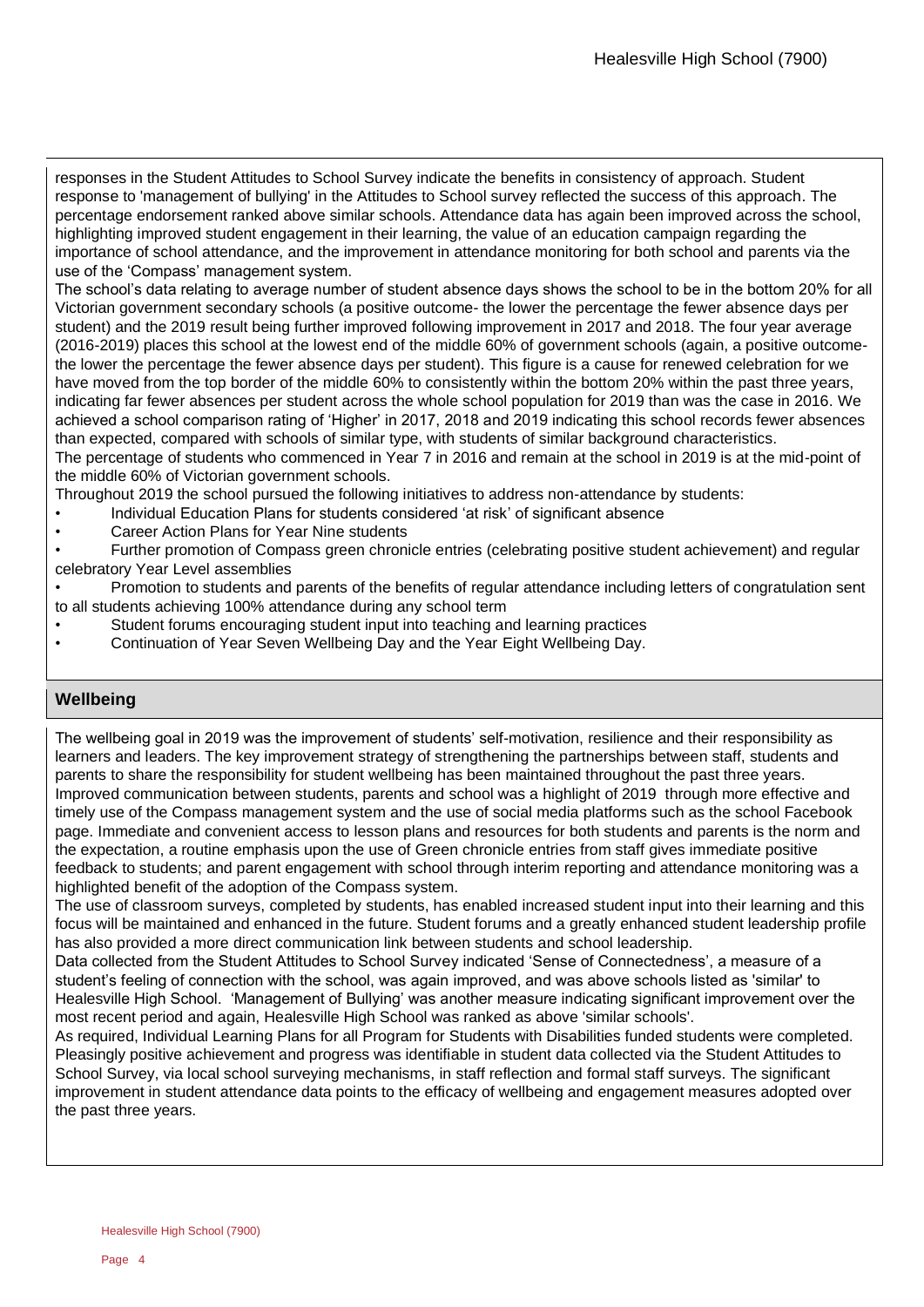responses in the Student Attitudes to School Survey indicate the benefits in consistency of approach. Student response to 'management of bullying' in the Attitudes to School survey reflected the success of this approach. The percentage endorsement ranked above similar schools. Attendance data has again been improved across the school, highlighting improved student engagement in their learning, the value of an education campaign regarding the importance of school attendance, and the improvement in attendance monitoring for both school and parents via the use of the 'Compass' management system.

The school's data relating to average number of student absence days shows the school to be in the bottom 20% for all Victorian government secondary schools (a positive outcome- the lower the percentage the fewer absence days per student) and the 2019 result being further improved following improvement in 2017 and 2018. The four year average (2016-2019) places this school at the lowest end of the middle 60% of government schools (again, a positive outcome- the lower the percentage the fewer absence days per student). This figure is a cause for renewed celebration for we have moved from the top border of the middle 60% to consistently within the bottom 20% within the past three years, indicating far fewer absences per student across the whole school population for 2019 than was the case in 2016. We achieved a school comparison rating of 'Higher' in 2017, 2018 and 2019 indicating this school records fewer absences than expected, compared with schools of similar type, with students of similar background characteristics.

The percentage of students who commenced in Year 7 in 2016 and remain at the school in 2019 is at the mid-point of the middle 60% of Victorian government schools.

Throughout 2019 the school pursued the following initiatives to address non-attendance by students:

- Individual Education Plans for students considered 'at risk' of significant absence
- Career Action Plans for Year Nine students
- Further promotion of Compass green chronicle entries (celebrating positive student achievement) and regular celebratory Year Level assemblies
- Promotion to students and parents of the benefits of regular attendance including letters of congratulation sent to all students achieving 100% attendance during any school term
- Student forums encouraging student input into teaching and learning practices
- Continuation of Year Seven Wellbeing Day and the Year Eight Wellbeing Day.

## Wellbeing

The wellbeing goal in 2019 was the improvement of students' self-motivation, resilience and their responsibility as learners and leaders. The key improvement strategy of strengthening the partnerships between staff, students and parents to share the responsibility for student wellbeing has been maintained throughout the past three years.

Improved communication between students, parents and school was a highlight of 2019 through more effective and timely use of the Compass management system and the use of social media platforms such as the school Facebook page. Immediate and convenient access to lesson plans and resources for both students and parents is the norm and the expectation, a routine emphasis upon the use of Green chronicle entries from staff gives immediate positive feedback to students; and parent engagement with school through interim reporting and attendance monitoring was a highlighted benefit of the adoption of the Compass system.

The use of classroom surveys, completed by students, has enabled increased student input into their learning and this focus will be maintained and enhanced in the future. Student forums and a greatly enhanced student leadership profile has also provided a more direct communication link between students and school leadership.

Data collected from the Student Attitudes to School Survey indicated 'Sense of Connectedness', a measure of a student's feeling of connection with the school, was again improved, and was above schools listed as 'similar' to Healesville High School. 'Management of Bullying' was another measure indicating significant improvement over the most recent period and again, Healesville High School was ranked as above 'similar schools'.

As required, Individual Learning Plans for all Program for Students with Disabilities funded students were completed. Pleasingly positive achievement and progress was identifiable in student data collected via the Student Attitudes to School Survey, via local school surveying mechanisms, in staff reflection and formal staff surveys. The significant improvement in student attendance data points to the efficacy of wellbeing and engagement measures adopted over the past three years.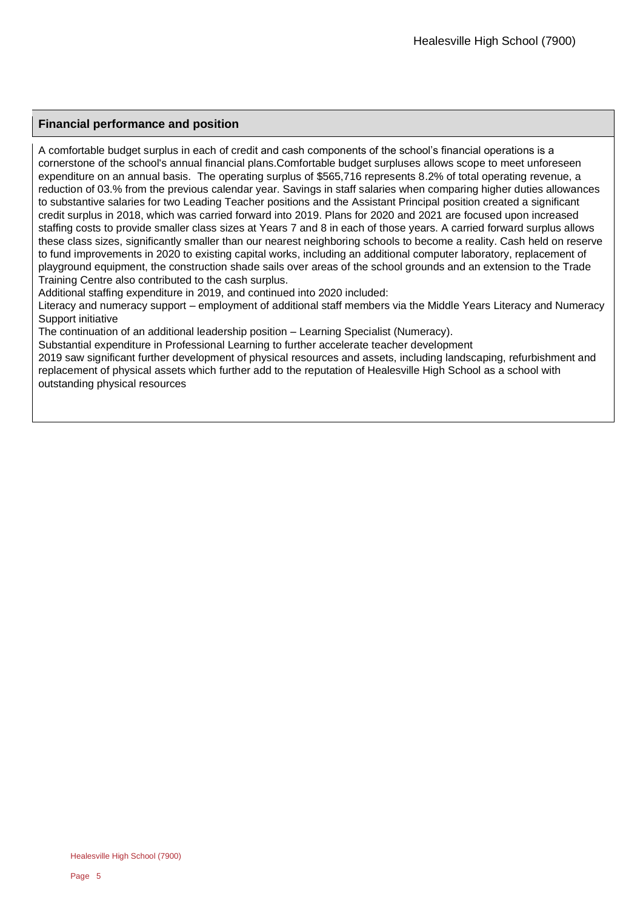## Financial performance and position

A comfortable budget surplus in each of credit and cash components of the school's financial operations is a cornerstone of the school's annual financial plans.Comfortable budget surpluses allows scope to meet unforeseen expenditure on an annual basis. The operating surplus of $565,716 represents 8.2% of total operating revenue, a reduction of 03.% from the previous calendar year. Savings in staff salaries when comparing higher duties allowances to substantive salaries for two Leading Teacher positions and the Assistant Principal position created a significant credit surplus in 2018, which was carried forward into 2019. Plans for 2020 and 2021 are focused upon increased staffing costs to provide smaller class sizes at Years 7 and 8 in each of those years. A carried forward surplus allows these class sizes, significantly smaller than our nearest neighboring schools to become a reality. Cash held on reserve to fund improvements in 2020 to existing capital works, including an additional computer laboratory, replacement of playground equipment, the construction shade sails over areas of the school grounds and an extension to the Trade Training Centre also contributed to the cash surplus.

Additional staffing expenditure in 2019, and continued into 2020 included:

Literacy and numeracy support – employment of additional staff members via the Middle Years Literacy and Numeracy Support initiative

The continuation of an additional leadership position – Learning Specialist (Numeracy).

Substantial expenditure in Professional Learning to further accelerate teacher development

2019 saw significant further development of physical resources and assets, including landscaping, refurbishment and replacement of physical assets which further add to the reputation of Healesville High School as a school with outstanding physical resources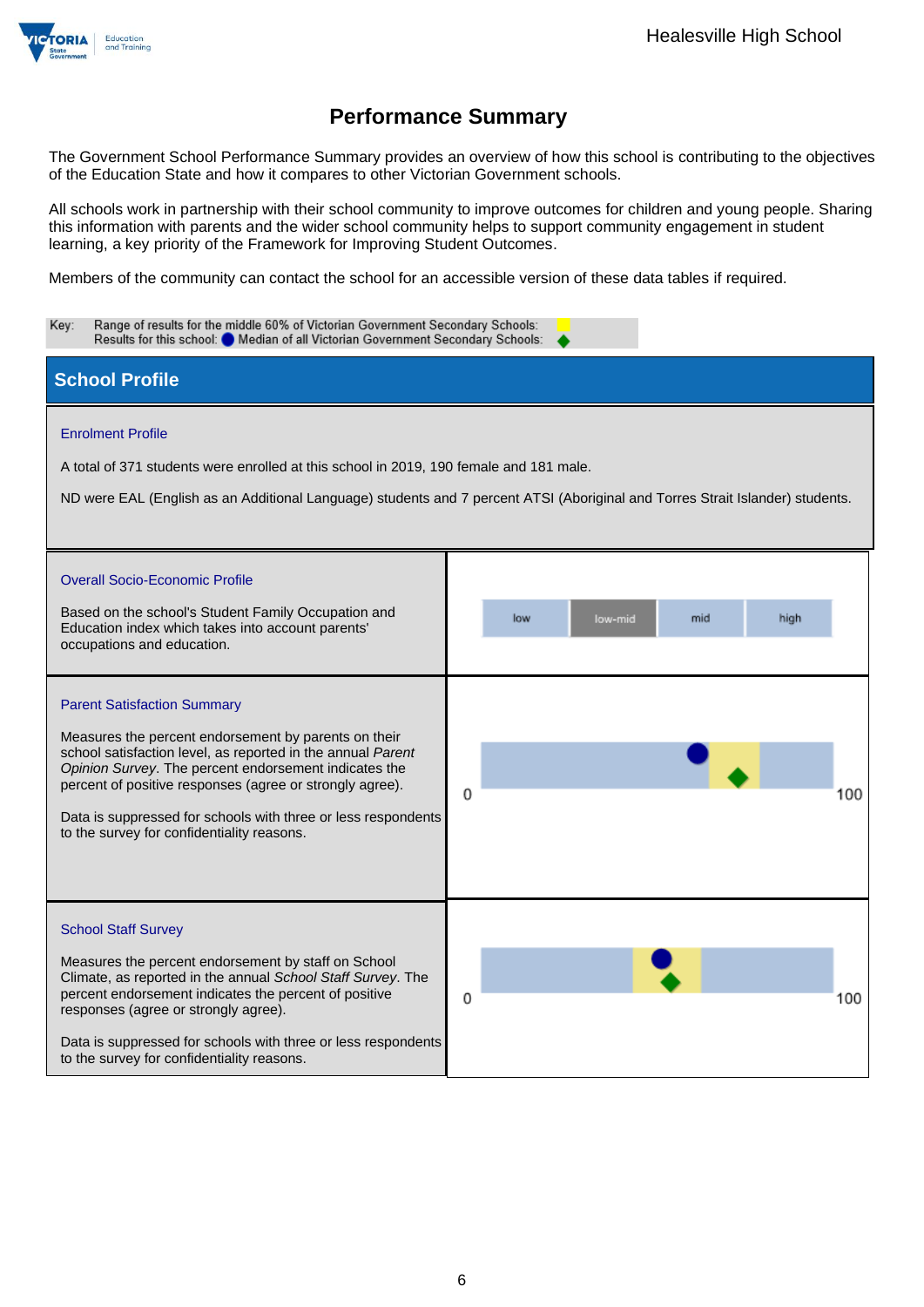# Performance Summary

The Government School Performance Summary provides an overview of how this school is contributing to the objectives of the Education State and how it compares to other Victorian Government schools.

All schools work in partnership with their school community to improve outcomes for children and young people. Sharing this information with parents and the wider school community helps to support community engagement in student learning, a key priority of the Framework for Improving Student Outcomes.

Members of the community can contact the school for an accessible version of these data tables if required.

Key: Range of results for the middle 60% of Victorian Government Secondary Schools:
Results for this school: ● Median of all Victorian Government Secondary Schools: ◆

## School Profile

### Enrolment Profile

A total of 371 students were enrolled at this school in 2019, 190 female and 181 male.

ND were EAL (English as an Additional Language) students and 7 percent ATSI (Aboriginal and Torres Strait Islander) students.

### Overall Socio-Economic Profile

Based on the school's Student Family Occupation and Education index which takes into account parents' occupations and education.

| low | low-mid | mid | high |
|---|---|---|---|

### Parent Satisfaction Summary

Measures the percent endorsement by parents on their school satisfaction level, as reported in the annual *Parent Opinion Survey*. The percent endorsement indicates the percent of positive responses (agree or strongly agree).

Data is suppressed for schools with three or less respondents to the survey for confidentiality reasons.

0 100

### School Staff Survey

Measures the percent endorsement by staff on School Climate, as reported in the annual *School Staff Survey*. The percent endorsement indicates the percent of positive responses (agree or strongly agree).

Data is suppressed for schools with three or less respondents to the survey for confidentiality reasons.

0 100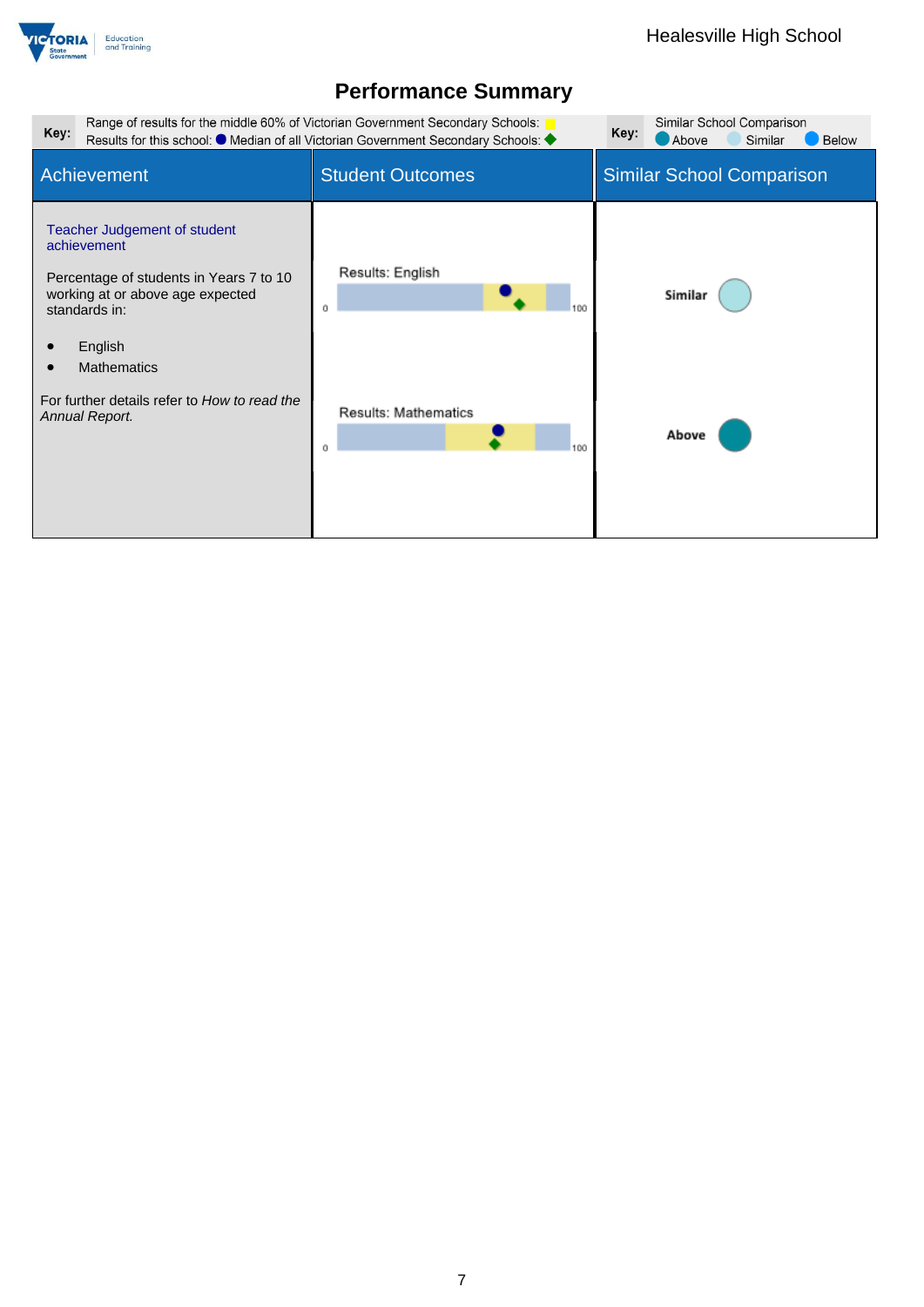# Performance Summary

| Key: | Range of results for the middle 60% of Victorian Government Secondary Schools: ■ Results for this school: ● Median of all Victorian Government Secondary Schools: ◆ | Key: | Similar School Comparison ● Above ● Similar ● Below |
|---|---|---|---|

| Achievement | Student Outcomes | Similar School Comparison |
|---|---|---|
| Teacher Judgement of student achievement<br><br>Percentage of students in Years 7 to 10 working at or above age expected standards in:<br><br>• English<br>• Mathematics<br><br>For further details refer to *How to read the Annual Report.* | Results: English (0–100)<br><br>Results: Mathematics (0–100) | Similar<br><br>Above |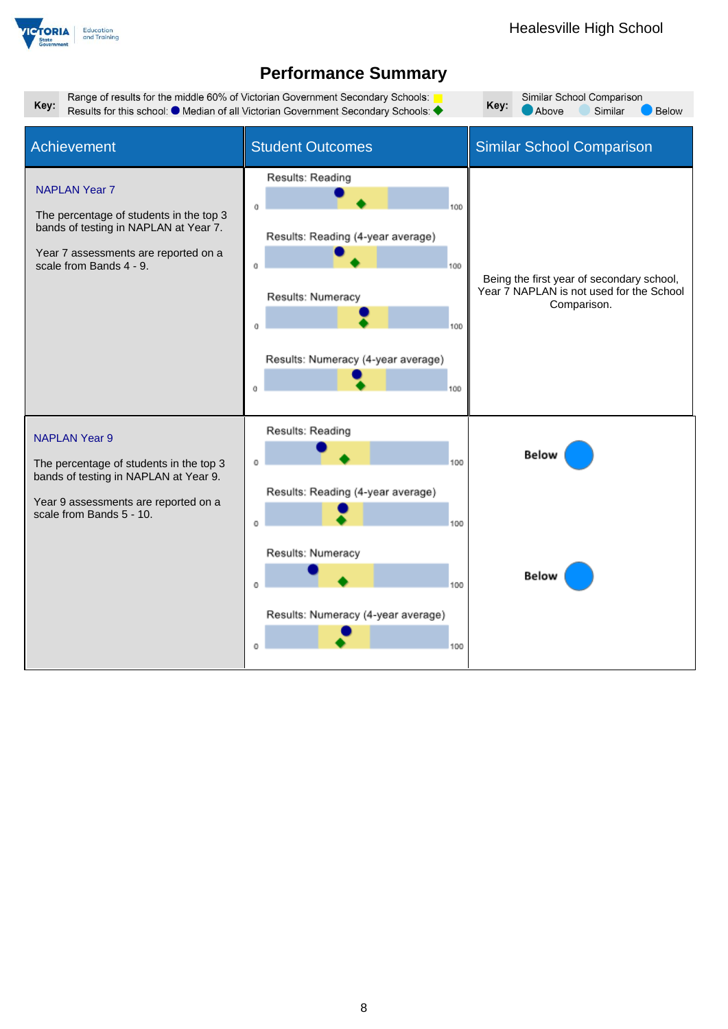# Performance Summary

**Key:** Range of results for the middle 60% of Victorian Government Secondary Schools: (yellow)
Results for this school: ● Median of all Victorian Government Secondary Schools: ◆

**Key:** Similar School Comparison
● Above ● Similar ● Below

| Achievement | Student Outcomes | Similar School Comparison |
|---|---|---|
| **NAPLAN Year 7**<br><br>The percentage of students in the top 3 bands of testing in NAPLAN at Year 7.<br><br>Year 7 assessments are reported on a scale from Bands 4 - 9. | Results: Reading (0–100)<br><br>Results: Reading (4-year average) (0–100)<br><br>Results: Numeracy (0–100)<br><br>Results: Numeracy (4-year average) (0–100) | Being the first year of secondary school, Year 7 NAPLAN is not used for the School Comparison. |
| **NAPLAN Year 9**<br><br>The percentage of students in the top 3 bands of testing in NAPLAN at Year 9.<br><br>Year 9 assessments are reported on a scale from Bands 5 - 10. | Results: Reading (0–100)<br><br>Results: Reading (4-year average) (0–100)<br><br>Results: Numeracy (0–100)<br><br>Results: Numeracy (4-year average) (0–100) | **Below**<br><br>**Below** |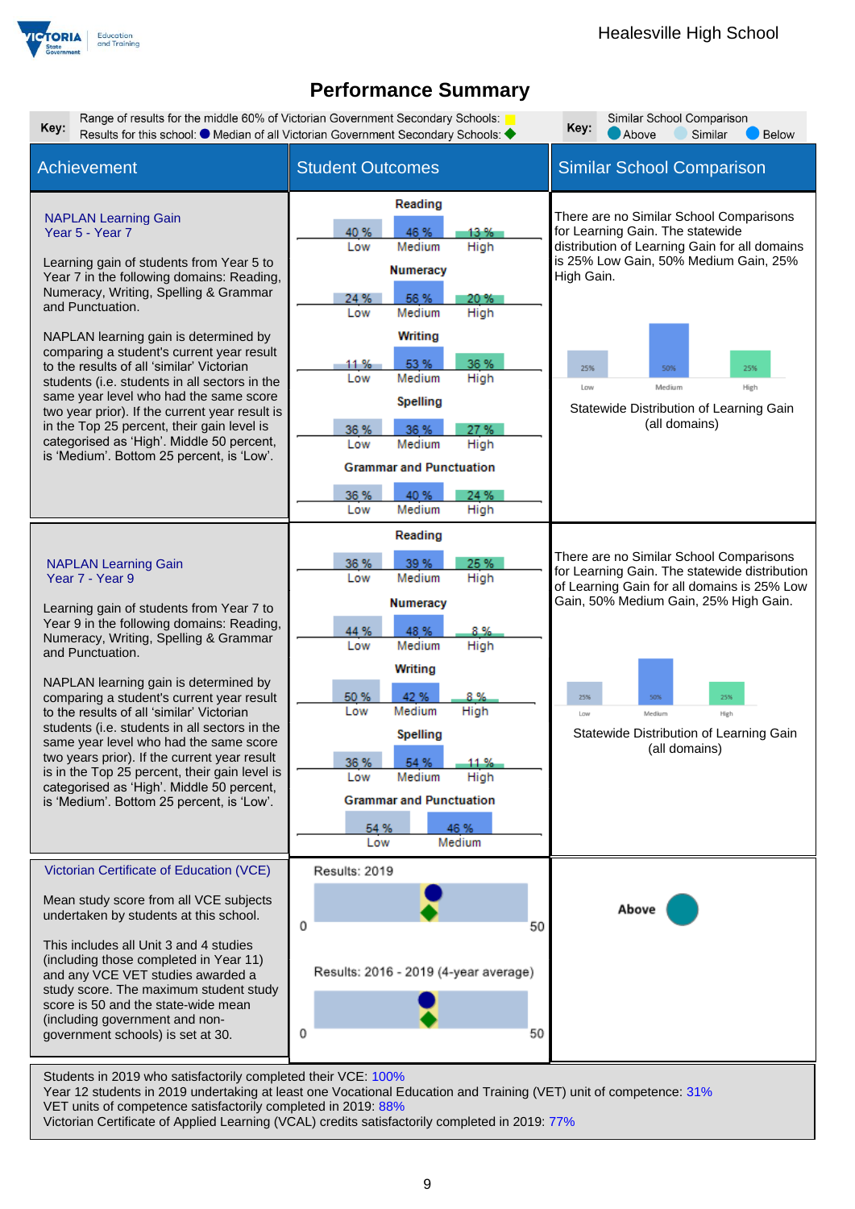Healesville High School

# Performance Summary

**Key:** Range of results for the middle 60% of Victorian Government Secondary Schools: Results for this school: ● Median of all Victorian Government Secondary Schools: ◆

**Key:** Similar School Comparison — Above, Similar, Below

## Achievement

### NAPLAN Learning Gain Year 5 - Year 7

Learning gain of students from Year 5 to Year 7 in the following domains: Reading, Numeracy, Writing, Spelling & Grammar and Punctuation.

NAPLAN learning gain is determined by comparing a student's current year result to the results of all 'similar' Victorian students (i.e. students in all sectors in the same year level who had the same score two year prior). If the current year result is in the Top 25 percent, their gain level is categorised as 'High'. Middle 50 percent, is 'Medium'. Bottom 25 percent, is 'Low'.

**Student Outcomes**

| Domain | Low | Medium | High |
|---|---|---|---|
| Reading | 40 % | 46 % | 13 % |
| Numeracy | 24 % | 56 % | 20 % |
| Writing | 11 % | 53 % | 36 % |
| Spelling | 36 % | 36 % | 27 % |
| Grammar and Punctuation | 36 % | 40 % | 24 % |

**Similar School Comparison**

There are no Similar School Comparisons for Learning Gain. The statewide distribution of Learning Gain for all domains is 25% Low Gain, 50% Medium Gain, 25% High Gain.

| Low | Medium | High |
|---|---|---|
| 25% | 50% | 25% |

Statewide Distribution of Learning Gain (all domains)

### NAPLAN Learning Gain Year 7 - Year 9

Learning gain of students from Year 7 to Year 9 in the following domains: Reading, Numeracy, Writing, Spelling & Grammar and Punctuation.

NAPLAN learning gain is determined by comparing a student's current year result to the results of all 'similar' Victorian students (i.e. students in all sectors in the same year level who had the same score two years prior). If the current year result is in the Top 25 percent, their gain level is categorised as 'High'. Middle 50 percent, is 'Medium'. Bottom 25 percent, is 'Low'.

**Student Outcomes**

| Domain | Low | Medium | High |
|---|---|---|---|
| Reading | 36 % | 39 % | 25 % |
| Numeracy | 44 % | 48 % | 8 % |
| Writing | 50 % | 42 % | 8 % |
| Spelling | 36 % | 54 % | 11 % |
| Grammar and Punctuation | 54 % | 46 % | |

**Similar School Comparison**

There are no Similar School Comparisons for Learning Gain. The statewide distribution of Learning Gain for all domains is 25% Low Gain, 50% Medium Gain, 25% High Gain.

| Low | Medium | High |
|---|---|---|
| 25% | 50% | 25% |

Statewide Distribution of Learning Gain (all domains)

### Victorian Certificate of Education (VCE)

Mean study score from all VCE subjects undertaken by students at this school.

This includes all Unit 3 and 4 studies (including those completed in Year 11) and any VCE VET studies awarded a study score. The maximum student study score is 50 and the state-wide mean (including government and non-government schools) is set at 30.

**Student Outcomes**

Results: 2019 (scale 0–50)

Results: 2016 - 2019 (4-year average) (scale 0–50)

**Similar School Comparison**

Above

Students in 2019 who satisfactorily completed their VCE: 100%
Year 12 students in 2019 undertaking at least one Vocational Education and Training (VET) unit of competence: 31%
VET units of competence satisfactorily completed in 2019: 88%
Victorian Certificate of Applied Learning (VCAL) credits satisfactorily completed in 2019: 77%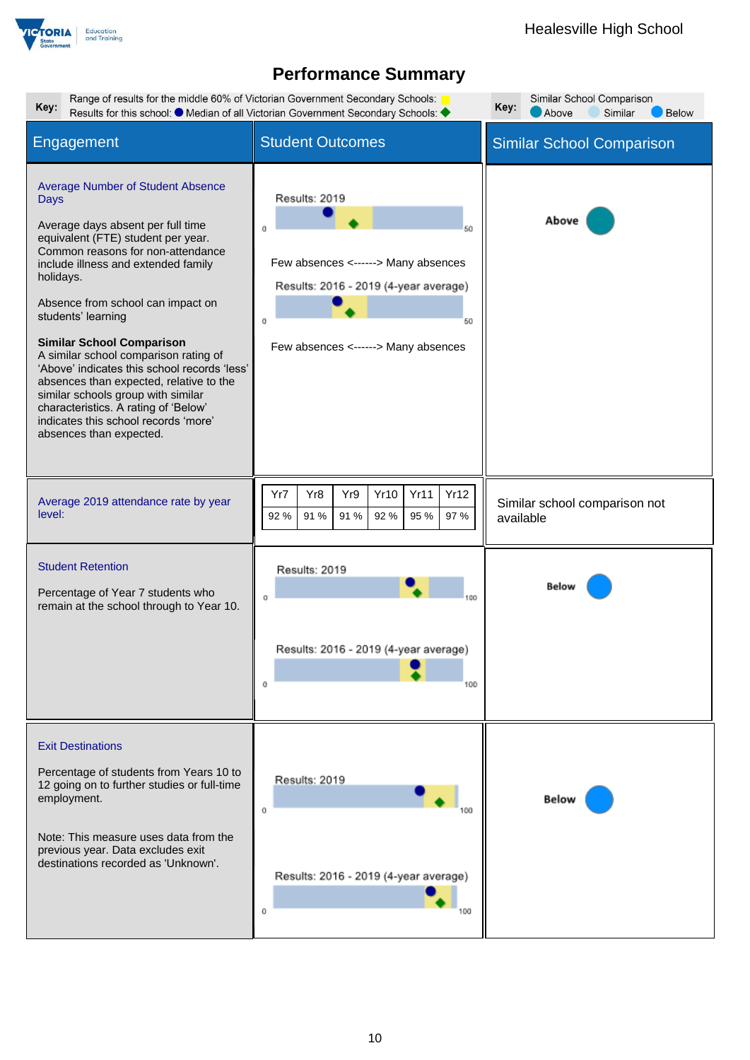# Performance Summary

**Key:** Range of results for the middle 60% of Victorian Government Secondary Schools: (yellow) Results for this school: ● Median of all Victorian Government Secondary Schools: ◆

**Key:** Similar School Comparison: Above, Similar, Below

| Engagement | Student Outcomes | Similar School Comparison |
| --- | --- | --- |
| **Average Number of Student Absence Days**<br><br>Average days absent per full time equivalent (FTE) student per year. Common reasons for non-attendance include illness and extended family holidays.<br><br>Absence from school can impact on students' learning<br><br>**Similar School Comparison**<br>A similar school comparison rating of 'Above' indicates this school records 'less' absences than expected, relative to the similar schools group with similar characteristics. A rating of 'Below' indicates this school records 'more' absences than expected. | Results: 2019 (scale 0–50)<br>Few absences <------> Many absences<br><br>Results: 2016 - 2019 (4-year average) (scale 0–50)<br>Few absences <------> Many absences | Above |
| **Average 2019 attendance rate by year level:** | Yr7: 92 %, Yr8: 91 %, Yr9: 91 %, Yr10: 92 %, Yr11: 95 %, Yr12: 97 % | Similar school comparison not available |
| **Student Retention**<br><br>Percentage of Year 7 students who remain at the school through to Year 10. | Results: 2019 (scale 0–100)<br><br>Results: 2016 - 2019 (4-year average) (scale 0–100) | Below |
| **Exit Destinations**<br><br>Percentage of students from Years 10 to 12 going on to further studies or full-time employment.<br><br>Note: This measure uses data from the previous year. Data excludes exit destinations recorded as 'Unknown'. | Results: 2019 (scale 0–100)<br><br>Results: 2016 - 2019 (4-year average) (scale 0–100) | Below |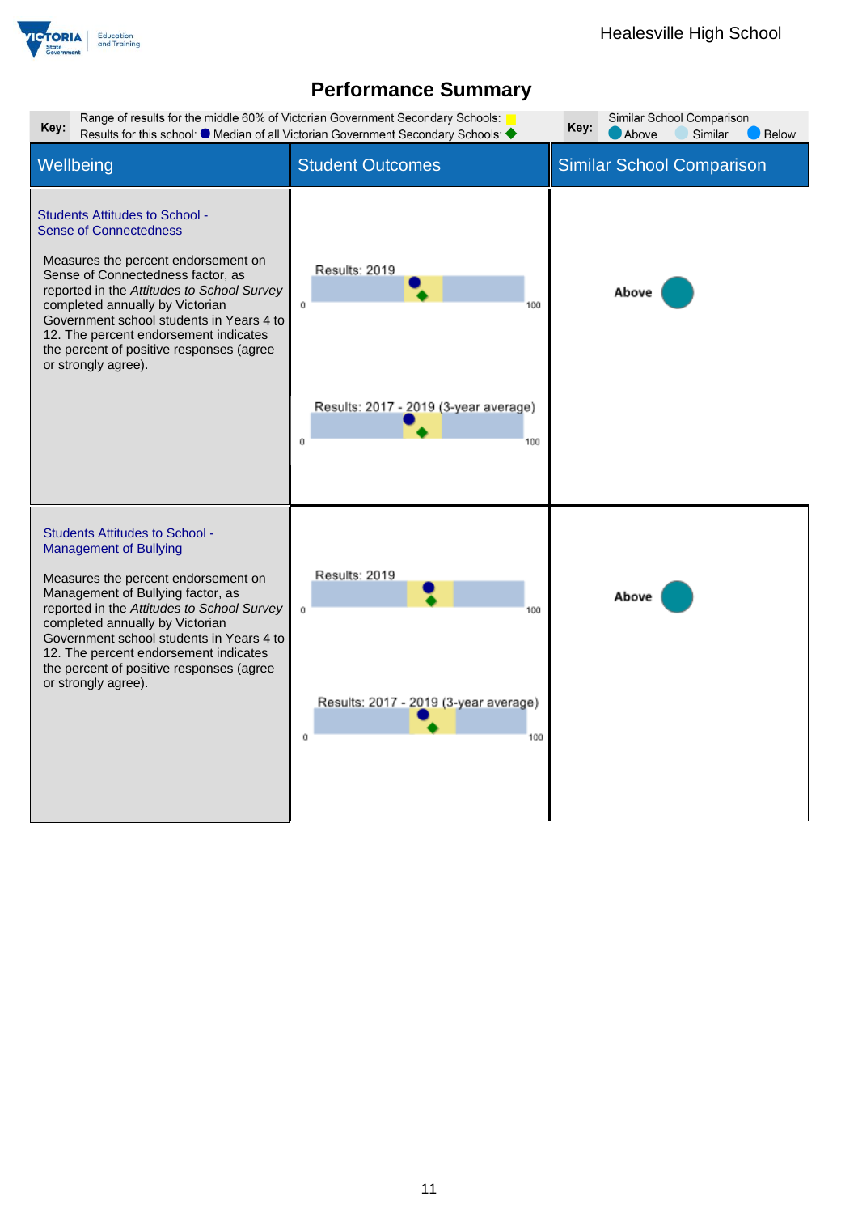# Performance Summary

**Key:** Range of results for the middle 60% of Victorian Government Secondary Schools: (yellow)
Results for this school: ● Median of all Victorian Government Secondary Schools: ◆

**Key:** Similar School Comparison: Above, Similar, Below

| Wellbeing | Student Outcomes | Similar School Comparison |
|---|---|---|
| **Students Attitudes to School - Sense of Connectedness**<br><br>Measures the percent endorsement on Sense of Connectedness factor, as reported in the *Attitudes to School Survey* completed annually by Victorian Government school students in Years 4 to 12. The percent endorsement indicates the percent of positive responses (agree or strongly agree). | Results: 2019 (scale 0–100)<br><br>Results: 2017 - 2019 (3-year average) (scale 0–100) | Above |
| **Students Attitudes to School - Management of Bullying**<br><br>Measures the percent endorsement on Management of Bullying factor, as reported in the *Attitudes to School Survey* completed annually by Victorian Government school students in Years 4 to 12. The percent endorsement indicates the percent of positive responses (agree or strongly agree). | Results: 2019 (scale 0–100)<br><br>Results: 2017 - 2019 (3-year average) (scale 0–100) | Above |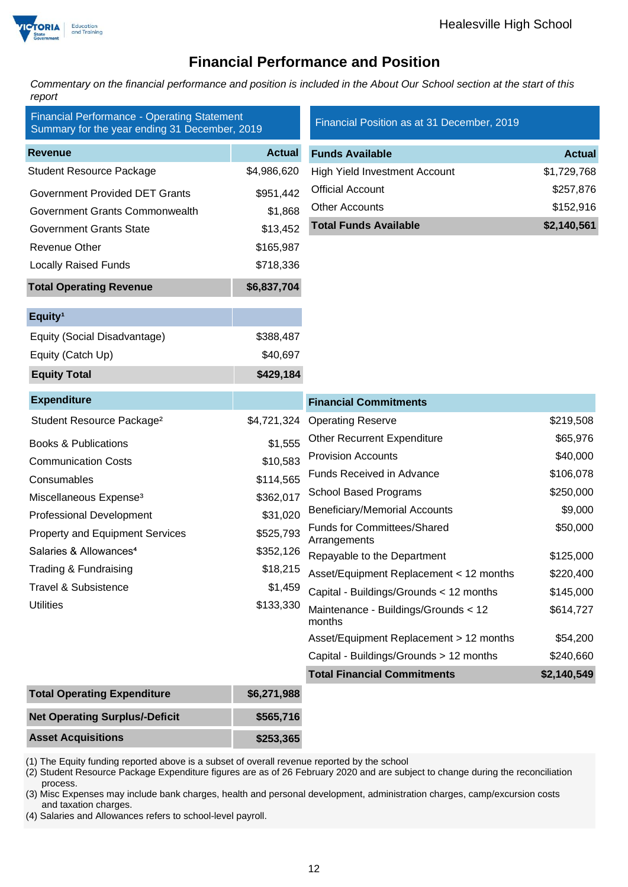# Financial Performance and Position

*Commentary on the financial performance and position is included in the About Our School section at the start of this report*

| Financial Performance - Operating Statement Summary for the year ending 31 December, 2019 | |
|---|---|
| **Revenue** | **Actual** |
| Student Resource Package | $4,986,620 |
| Government Provided DET Grants | $951,442 |
| Government Grants Commonwealth | $1,868 |
| Government Grants State | $13,452 |
| Revenue Other | $165,987 |
| Locally Raised Funds | $718,336 |
| **Total Operating Revenue** | **$6,837,704** |

| **Equity[1]** | |
|---|---|
| Equity (Social Disadvantage) | $388,487 |
| Equity (Catch Up) | $40,697 |
| **Equity Total** | **$429,184** |

| **Expenditure** | |
|---|---|
| Student Resource Package[2] | $4,721,324 |
| Books & Publications | $1,555 |
| Communication Costs | $10,583 |
| Consumables | $114,565 |
| Miscellaneous Expense[3] | $362,017 |
| Professional Development | $31,020 |
| Property and Equipment Services | $525,793 |
| Salaries & Allowances[4] | $352,126 |
| Trading & Fundraising | $18,215 |
| Travel & Subsistence | $1,459 |
| Utilities | $133,330 |
| **Total Operating Expenditure** | **$6,271,988** |
| **Net Operating Surplus/-Deficit** | **$565,716** |
| **Asset Acquisitions** | **$253,365** |

| Financial Position as at 31 December, 2019 | |
|---|---|
| **Funds Available** | **Actual** |
| High Yield Investment Account | $1,729,768 |
| Official Account | $257,876 |
| Other Accounts | $152,916 |
| **Total Funds Available** | **$2,140,561** |

| **Financial Commitments** | |
|---|---|
| Operating Reserve | $219,508 |
| Other Recurrent Expenditure | $65,976 |
| Provision Accounts | $40,000 |
| Funds Received in Advance | $106,078 |
| School Based Programs | $250,000 |
| Beneficiary/Memorial Accounts | $9,000 |
| Funds for Committees/Shared Arrangements | $50,000 |
| Repayable to the Department | $125,000 |
| Asset/Equipment Replacement < 12 months | $220,400 |
| Capital - Buildings/Grounds < 12 months | $145,000 |
| Maintenance - Buildings/Grounds < 12 months | $614,727 |
| Asset/Equipment Replacement > 12 months | $54,200 |
| Capital - Buildings/Grounds > 12 months | $240,660 |
| **Total Financial Commitments** | **$2,140,549** |

(1) The Equity funding reported above is a subset of overall revenue reported by the school
(2) Student Resource Package Expenditure figures are as of 26 February 2020 and are subject to change during the reconciliation process.
(3) Misc Expenses may include bank charges, health and personal development, administration charges, camp/excursion costs and taxation charges.
(4) Salaries and Allowances refers to school-level payroll.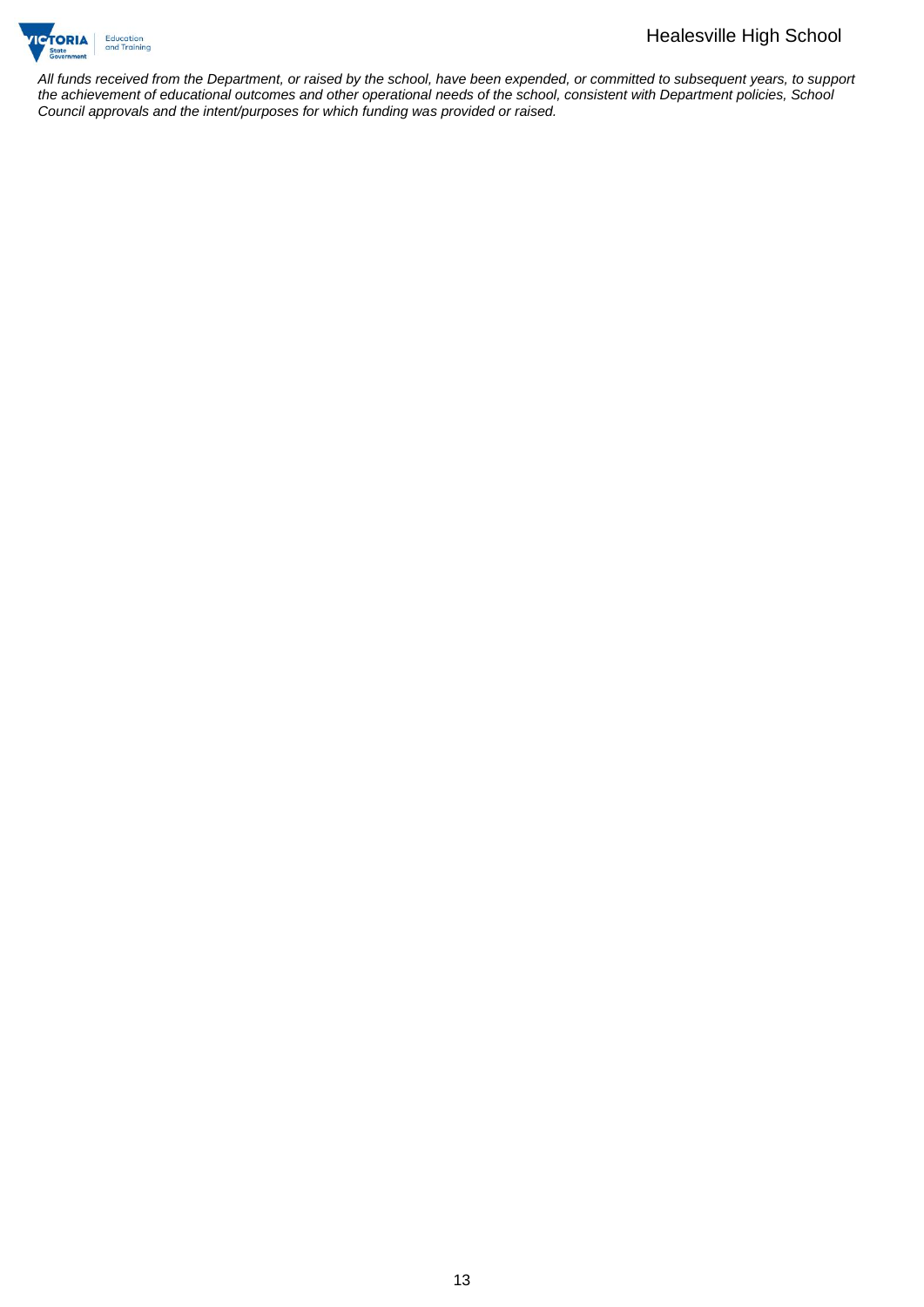*All funds received from the Department, or raised by the school, have been expended, or committed to subsequent years, to support the achievement of educational outcomes and other operational needs of the school, consistent with Department policies, School Council approvals and the intent/purposes for which funding was provided or raised.*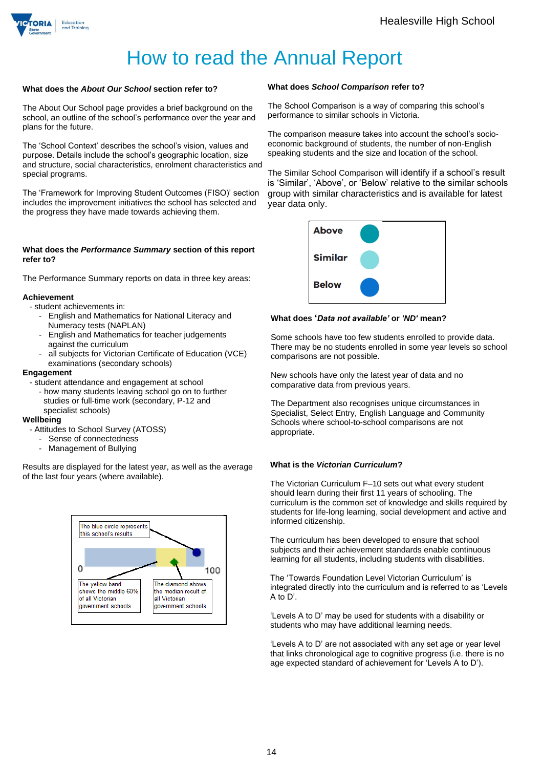# How to read the Annual Report

**What does the *About Our School* section refer to?**

The About Our School page provides a brief background on the school, an outline of the school's performance over the year and plans for the future.

The 'School Context' describes the school's vision, values and purpose. Details include the school's geographic location, size and structure, social characteristics, enrolment characteristics and special programs.

The 'Framework for Improving Student Outcomes (FISO)' section includes the improvement initiatives the school has selected and the progress they have made towards achieving them.

**What does the *Performance Summary* section of this report refer to?**

The Performance Summary reports on data in three key areas:

**Achievement**
- student achievements in:
  - English and Mathematics for National Literacy and Numeracy tests (NAPLAN)
  - English and Mathematics for teacher judgements against the curriculum
  - all subjects for Victorian Certificate of Education (VCE) examinations (secondary schools)

**Engagement**
- student attendance and engagement at school
  - how many students leaving school go on to further studies or full-time work (secondary, P-12 and specialist schools)

**Wellbeing**
- Attitudes to School Survey (ATOSS)
  - Sense of connectedness
  - Management of Bullying

Results are displayed for the latest year, as well as the average of the last four years (where available).

The blue circle represents this school's results

0

100

The yellow band shows the middle 60% of all Victorian government schools

The diamond shows the median result of all Victorian government schools

**What does *School Comparison* refer to?**

The School Comparison is a way of comparing this school's performance to similar schools in Victoria.

The comparison measure takes into account the school's socio-economic background of students, the number of non-English speaking students and the size and location of the school.

The Similar School Comparison will identify if a school's result is 'Similar', 'Above', or 'Below' relative to the similar schools group with similar characteristics and is available for latest year data only.

Above

Similar

Below

**What does '*Data not available*' or '*ND*' mean?**

Some schools have too few students enrolled to provide data. There may be no students enrolled in some year levels so school comparisons are not possible.

New schools have only the latest year of data and no comparative data from previous years.

The Department also recognises unique circumstances in Specialist, Select Entry, English Language and Community Schools where school-to-school comparisons are not appropriate.

**What is the *Victorian Curriculum*?**

The Victorian Curriculum F–10 sets out what every student should learn during their first 11 years of schooling. The curriculum is the common set of knowledge and skills required by students for life-long learning, social development and active and informed citizenship.

The curriculum has been developed to ensure that school subjects and their achievement standards enable continuous learning for all students, including students with disabilities.

The 'Towards Foundation Level Victorian Curriculum' is integrated directly into the curriculum and is referred to as 'Levels A to D'.

'Levels A to D' may be used for students with a disability or students who may have additional learning needs.

'Levels A to D' are not associated with any set age or year level that links chronological age to cognitive progress (i.e. there is no age expected standard of achievement for 'Levels A to D').